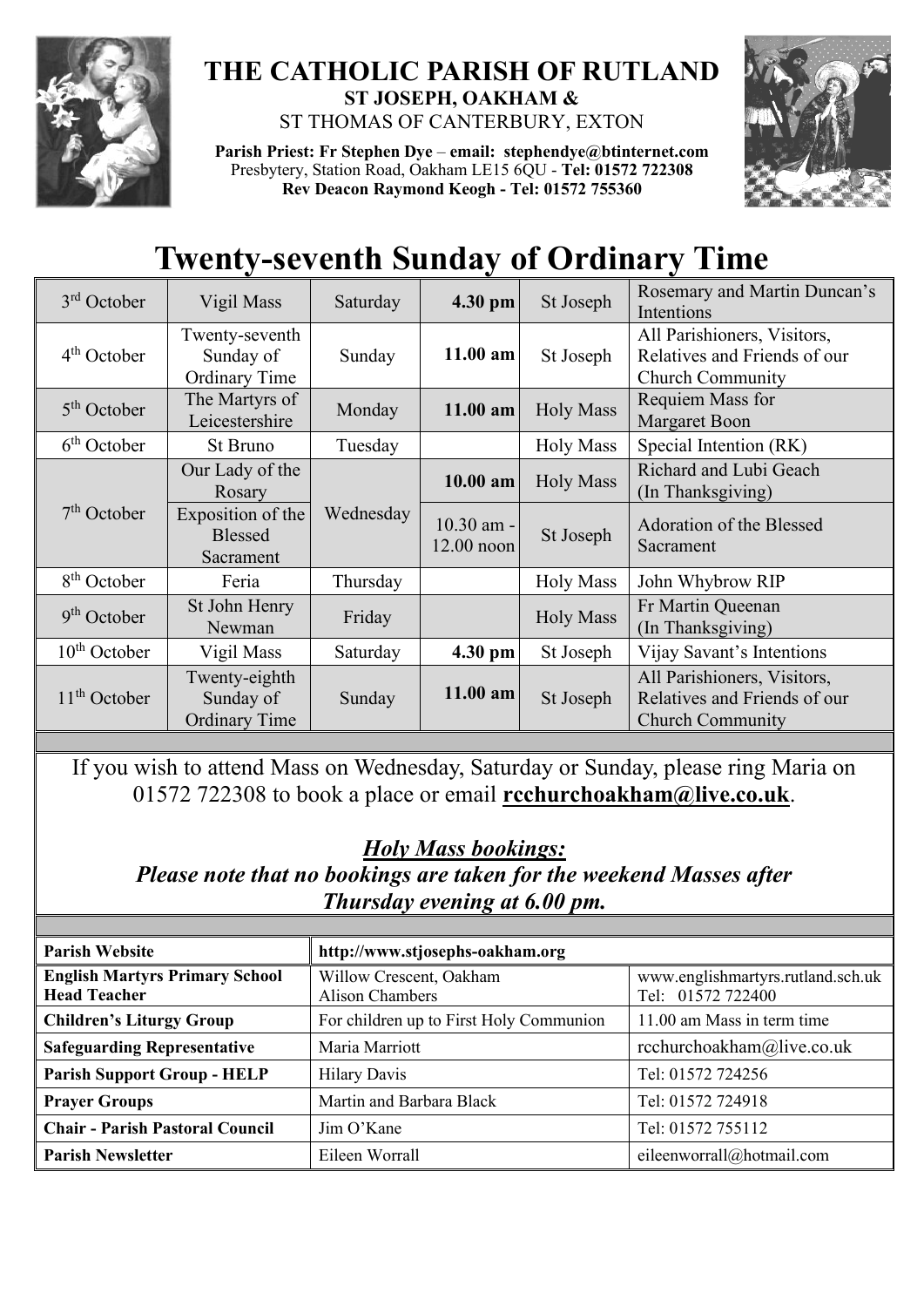# THE CATHOLIC PARISH OF RUTLAND

**ST JOSEPH, OAKHAM &**

ST THOMAS OF CANTERBURY, EXTON

**Parish Priest: Fr Stephen Dye** – **email: stephendye@btinternet.com**
Presbytery, Station Road, Oakham LE15 6QU - **Tel: 01572 722308**
**Rev Deacon Raymond Keogh - Tel: 01572 755360**

# Twenty-seventh Sunday of Ordinary Time

| | | | | | |
|---|---|---|---|---|---|
| 3rd October | Vigil Mass | Saturday | **4.30 pm** | St Joseph | Rosemary and Martin Duncan's Intentions |
| 4th October | Twenty-seventh Sunday of Ordinary Time | Sunday | **11.00 am** | St Joseph | All Parishioners, Visitors, Relatives and Friends of our Church Community |
| 5th October | The Martyrs of Leicestershire | Monday | **11.00 am** | Holy Mass | Requiem Mass for Margaret Boon |
| 6th October | St Bruno | Tuesday | | Holy Mass | Special Intention (RK) |
| 7th October | Our Lady of the Rosary | Wednesday | **10.00 am** | Holy Mass | Richard and Lubi Geach (In Thanksgiving) |
| | Exposition of the Blessed Sacrament | | 10.30 am - 12.00 noon | St Joseph | Adoration of the Blessed Sacrament |
| 8th October | Feria | Thursday | | Holy Mass | John Whybrow RIP |
| 9th October | St John Henry Newman | Friday | | Holy Mass | Fr Martin Queenan (In Thanksgiving) |
| 10th October | Vigil Mass | Saturday | **4.30 pm** | St Joseph | Vijay Savant's Intentions |
| 11th October | Twenty-eighth Sunday of Ordinary Time | Sunday | **11.00 am** | St Joseph | All Parishioners, Visitors, Relatives and Friends of our Church Community |

If you wish to attend Mass on Wednesday, Saturday or Sunday, please ring Maria on 01572 722308 to book a place or email **rcchurchoakham@live.co.uk**.

***Holy Mass bookings:***
***Please note that no bookings are taken for the weekend Masses after Thursday evening at 6.00 pm.***

| | | |
|---|---|---|
| **Parish Website** | **http://www.stjosephs-oakham.org** | |
| **English Martyrs Primary School Head Teacher** | Willow Crescent, Oakham Alison Chambers | www.englishmartyrs.rutland.sch.uk Tel: 01572 722400 |
| **Children's Liturgy Group** | For children up to First Holy Communion | 11.00 am Mass in term time |
| **Safeguarding Representative** | Maria Marriott | rcchurchoakham@live.co.uk |
| **Parish Support Group - HELP** | Hilary Davis | Tel: 01572 724256 |
| **Prayer Groups** | Martin and Barbara Black | Tel: 01572 724918 |
| **Chair - Parish Pastoral Council** | Jim O'Kane | Tel: 01572 755112 |
| **Parish Newsletter** | Eileen Worrall | eileenworrall@hotmail.com |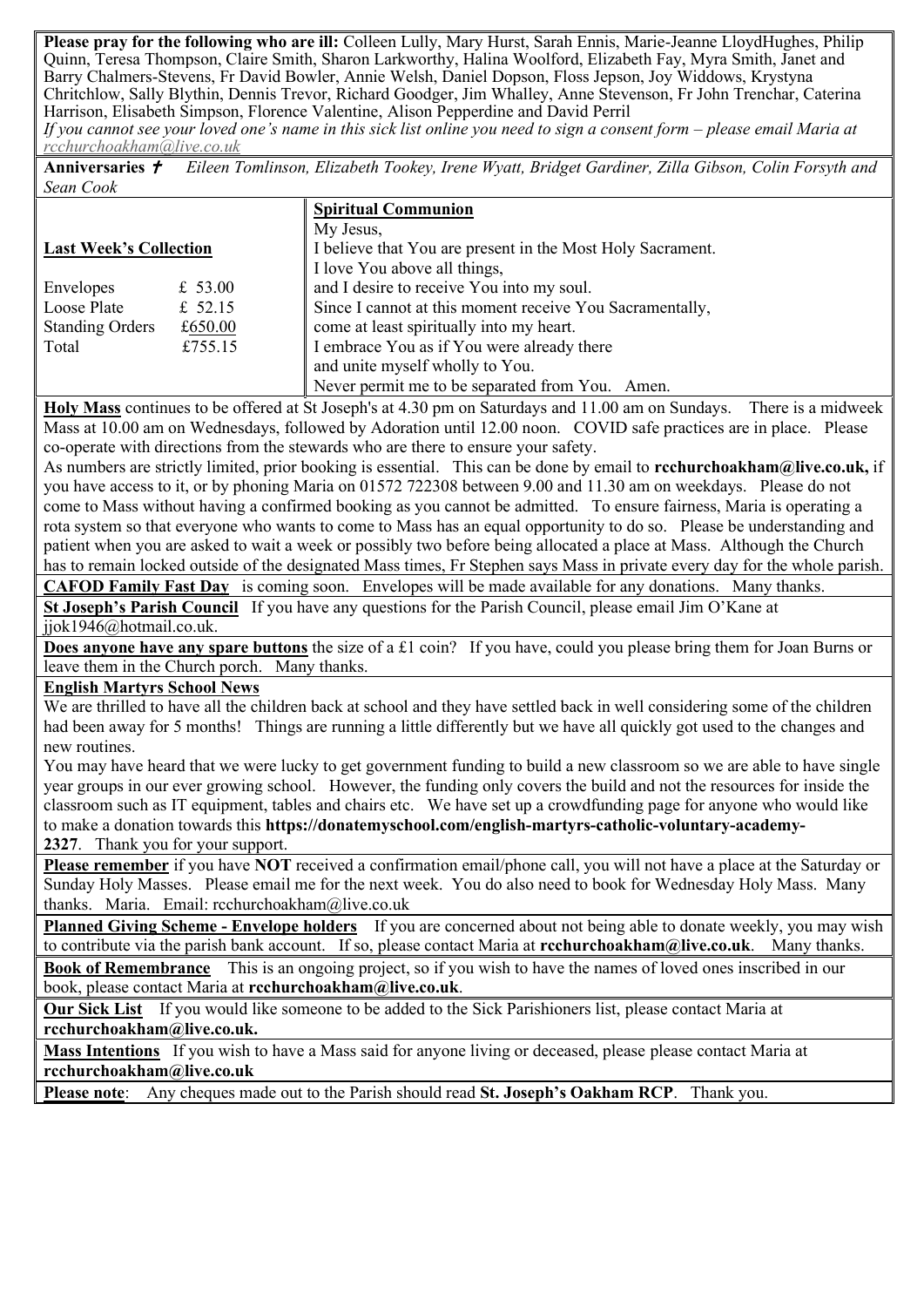**Please pray for the following who are ill:** Colleen Lully, Mary Hurst, Sarah Ennis, Marie-Jeanne LloydHughes, Philip Quinn, Teresa Thompson, Claire Smith, Sharon Larkworthy, Halina Woolford, Elizabeth Fay, Myra Smith, Janet and Barry Chalmers-Stevens, Fr David Bowler, Annie Welsh, Daniel Dopson, Floss Jepson, Joy Widdows, Krystyna Chritchlow, Sally Blythin, Dennis Trevor, Richard Goodger, Jim Whalley, Anne Stevenson, Fr John Trenchar, Caterina Harrison, Elisabeth Simpson, Florence Valentine, Alison Pepperdine and David Perril

*If you cannot see your loved one's name in this sick list online you need to sign a consent form – please email Maria at rcchurchoakham@live.co.uk*

**Anniversaries ✝** *Eileen Tomlinson, Elizabeth Tookey, Irene Wyatt, Bridget Gardiner, Zilla Gibson, Colin Forsyth and Sean Cook*

**Last Week's Collection**

| | |
|---|---|
| Envelopes | £ 53.00 |
| Loose Plate | £ 52.15 |
| Standing Orders | £650.00 |
| Total | £755.15 |

**Spiritual Communion**

My Jesus,
I believe that You are present in the Most Holy Sacrament.
I love You above all things,
and I desire to receive You into my soul.
Since I cannot at this moment receive You Sacramentally,
come at least spiritually into my heart.
I embrace You as if You were already there
and unite myself wholly to You.
Never permit me to be separated from You. Amen.

**Holy Mass** continues to be offered at St Joseph's at 4.30 pm on Saturdays and 11.00 am on Sundays. There is a midweek Mass at 10.00 am on Wednesdays, followed by Adoration until 12.00 noon. COVID safe practices are in place. Please co-operate with directions from the stewards who are there to ensure your safety.

As numbers are strictly limited, prior booking is essential. This can be done by email to **rcchurchoakham@live.co.uk,** if you have access to it, or by phoning Maria on 01572 722308 between 9.00 and 11.30 am on weekdays. Please do not come to Mass without having a confirmed booking as you cannot be admitted. To ensure fairness, Maria is operating a rota system so that everyone who wants to come to Mass has an equal opportunity to do so. Please be understanding and patient when you are asked to wait a week or possibly two before being allocated a place at Mass. Although the Church has to remain locked outside of the designated Mass times, Fr Stephen says Mass in private every day for the whole parish.

**CAFOD Family Fast Day** is coming soon. Envelopes will be made available for any donations. Many thanks.

**St Joseph's Parish Council** If you have any questions for the Parish Council, please email Jim O'Kane at jjok1946@hotmail.co.uk.

**Does anyone have any spare buttons** the size of a £1 coin? If you have, could you please bring them for Joan Burns or leave them in the Church porch. Many thanks.

**English Martyrs School News**

We are thrilled to have all the children back at school and they have settled back in well considering some of the children had been away for 5 months! Things are running a little differently but we have all quickly got used to the changes and new routines.

You may have heard that we were lucky to get government funding to build a new classroom so we are able to have single year groups in our ever growing school. However, the funding only covers the build and not the resources for inside the classroom such as IT equipment, tables and chairs etc. We have set up a crowdfunding page for anyone who would like to make a donation towards this **https://donatemyschool.com/english-martyrs-catholic-voluntary-academy-2327**. Thank you for your support.

**Please remember** if you have **NOT** received a confirmation email/phone call, you will not have a place at the Saturday or Sunday Holy Masses. Please email me for the next week. You do also need to book for Wednesday Holy Mass. Many thanks. Maria. Email: rcchurchoakham@live.co.uk

**Planned Giving Scheme - Envelope holders** If you are concerned about not being able to donate weekly, you may wish to contribute via the parish bank account. If so, please contact Maria at **rcchurchoakham@live.co.uk**. Many thanks.

**Book of Remembrance** This is an ongoing project, so if you wish to have the names of loved ones inscribed in our book, please contact Maria at **rcchurchoakham@live.co.uk**.

**Our Sick List** If you would like someone to be added to the Sick Parishioners list, please contact Maria at **rcchurchoakham@live.co.uk.**

**Mass Intentions** If you wish to have a Mass said for anyone living or deceased, please please contact Maria at **rcchurchoakham@live.co.uk**

**Please note**: Any cheques made out to the Parish should read **St. Joseph's Oakham RCP**. Thank you.